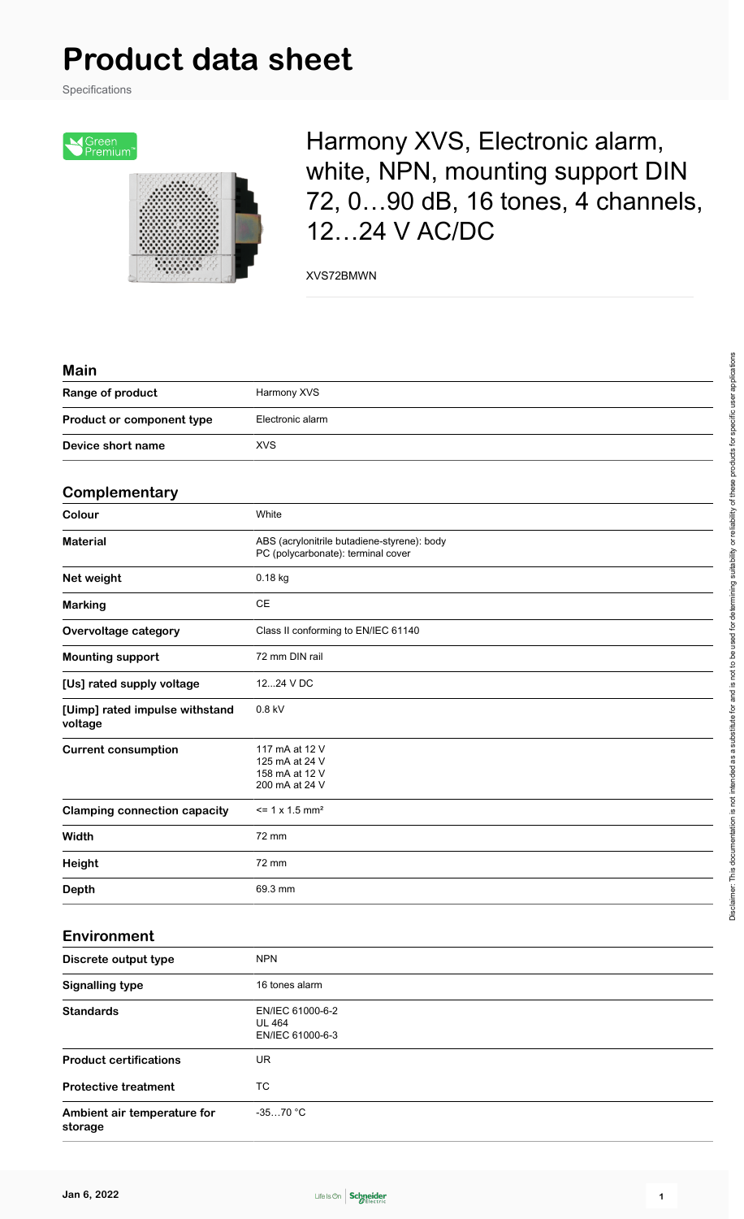# Product data sheet

Specifications

Green Premium™

## Harmony XVS, Electronic alarm, white, NPN, mounting support DIN 72, 0…90 dB, 16 tones, 4 channels, 12…24 V AC/DC

XVS72BMWN

### Main

| | |
|---|---|
| **Range of product** | Harmony XVS |
| **Product or component type** | Electronic alarm |
| **Device short name** | XVS |

### Complementary

| | |
|---|---|
| **Colour** | White |
| **Material** | ABS (acrylonitrile butadiene-styrene): body<br>PC (polycarbonate): terminal cover |
| **Net weight** | 0.18 kg |
| **Marking** | CE |
| **Overvoltage category** | Class II conforming to EN/IEC 61140 |
| **Mounting support** | 72 mm DIN rail |
| **[Us] rated supply voltage** | 12...24 V DC |
| **[Uimp] rated impulse withstand voltage** | 0.8 kV |
| **Current consumption** | 117 mA at 12 V<br>125 mA at 24 V<br>158 mA at 12 V<br>200 mA at 24 V |
| **Clamping connection capacity** | <= 1 x 1.5 mm² |
| **Width** | 72 mm |
| **Height** | 72 mm |
| **Depth** | 69.3 mm |

### Environment

| | |
|---|---|
| **Discrete output type** | NPN |
| **Signalling type** | 16 tones alarm |
| **Standards** | EN/IEC 61000-6-2<br>UL 464<br>EN/IEC 61000-6-3 |
| **Product certifications** | UR |
| **Protective treatment** | TC |
| **Ambient air temperature for storage** | -35…70 °C |

Disclaimer: This documentation is not intended as a substitute for and is not to be used for determining suitability or reliability of these products for specific user applications

Jan 6, 2022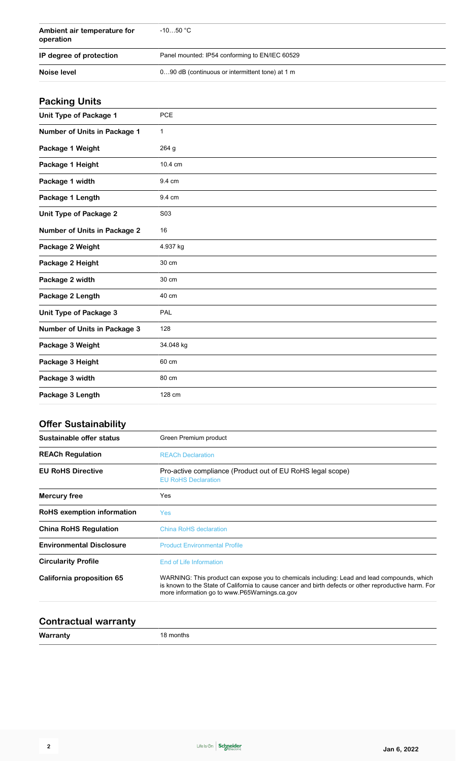| | |
|---|---|
| **Ambient air temperature for operation** | -10…50 °C |
| **IP degree of protection** | Panel mounted: IP54 conforming to EN/IEC 60529 |
| **Noise level** | 0…90 dB (continuous or intermittent tone) at 1 m |

## Packing Units

| | |
|---|---|
| **Unit Type of Package 1** | PCE |
| **Number of Units in Package 1** | 1 |
| **Package 1 Weight** | 264 g |
| **Package 1 Height** | 10.4 cm |
| **Package 1 width** | 9.4 cm |
| **Package 1 Length** | 9.4 cm |
| **Unit Type of Package 2** | S03 |
| **Number of Units in Package 2** | 16 |
| **Package 2 Weight** | 4.937 kg |
| **Package 2 Height** | 30 cm |
| **Package 2 width** | 30 cm |
| **Package 2 Length** | 40 cm |
| **Unit Type of Package 3** | PAL |
| **Number of Units in Package 3** | 128 |
| **Package 3 Weight** | 34.048 kg |
| **Package 3 Height** | 60 cm |
| **Package 3 width** | 80 cm |
| **Package 3 Length** | 128 cm |

## Offer Sustainability

| | |
|---|---|
| **Sustainable offer status** | Green Premium product |
| **REACh Regulation** | REACh Declaration |
| **EU RoHS Directive** | Pro-active compliance (Product out of EU RoHS legal scope) EU RoHS Declaration |
| **Mercury free** | Yes |
| **RoHS exemption information** | Yes |
| **China RoHS Regulation** | China RoHS declaration |
| **Environmental Disclosure** | Product Environmental Profile |
| **Circularity Profile** | End of Life Information |
| **California proposition 65** | WARNING: This product can expose you to chemicals including: Lead and lead compounds, which is known to the State of California to cause cancer and birth defects or other reproductive harm. For more information go to www.P65Warnings.ca.gov |

## Contractual warranty

| | |
|---|---|
| **Warranty** | 18 months |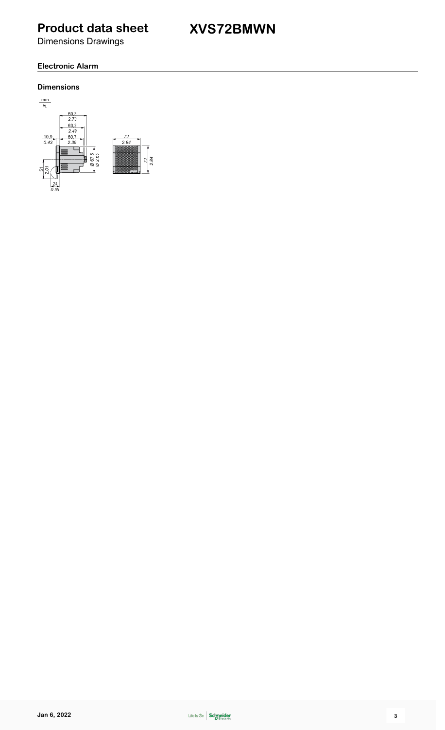# Product data sheet

Dimensions Drawings

# XVS72BMWN

## Electronic Alarm

### Dimensions

mm
in.

69,3
2.73
63,3
2.49
10,9
0.43
60,7
2.39
Ø 67,5
Ø 2.66
51
2.01
24
0.95

72
2.84
72
2.84